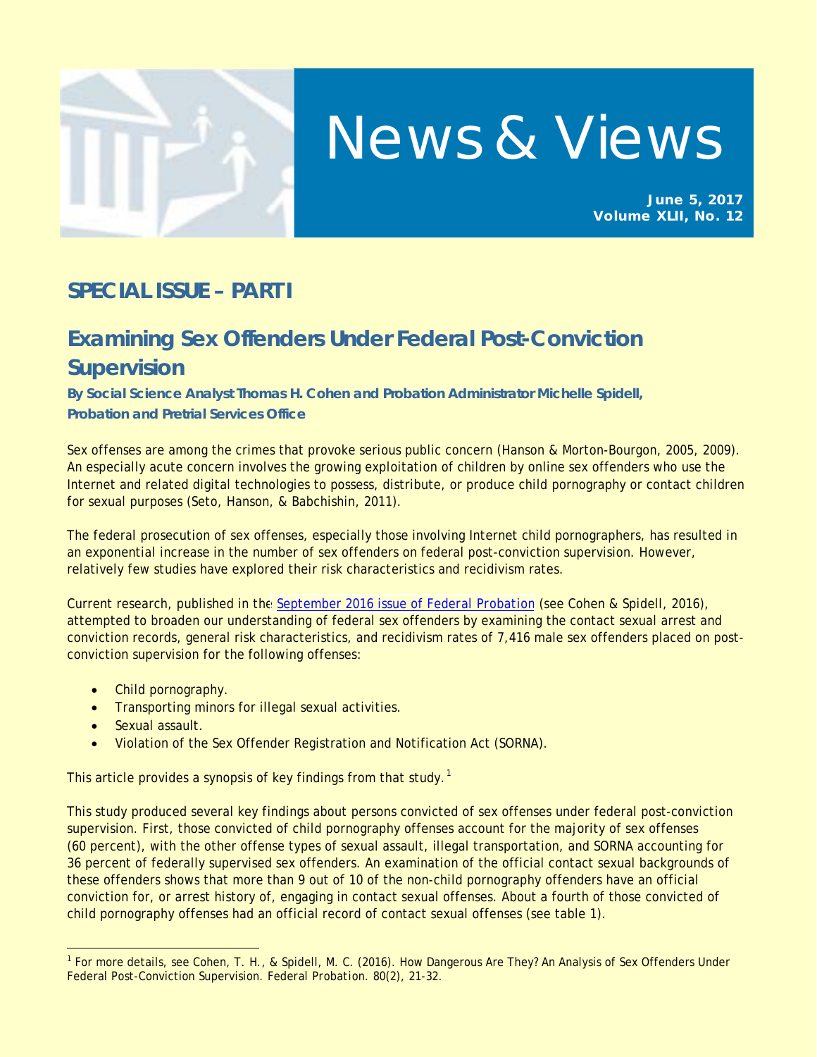# News & Views

**June 5, 2017**
**Volume XLII, No. 12**

## SPECIAL ISSUE – PART I

## Examining Sex Offenders Under Federal Post-Conviction Supervision

**By Social Science Analyst Thomas H. Cohen and Probation Administrator Michelle Spidell, Probation and Pretrial Services Office**

Sex offenses are among the crimes that provoke serious public concern (Hanson & Morton-Bourgon, 2005, 2009). An especially acute concern involves the growing exploitation of children by online sex offenders who use the Internet and related digital technologies to possess, distribute, or produce child pornography or contact children for sexual purposes (Seto, Hanson, & Babchishin, 2011).

The federal prosecution of sex offenses, especially those involving Internet child pornographers, has resulted in an exponential increase in the number of sex offenders on federal post-conviction supervision. However, relatively few studies have explored their risk characteristics and recidivism rates.

Current research, published in the September 2016 issue of Federal Probation (see Cohen & Spidell, 2016), attempted to broaden our understanding of federal sex offenders by examining the contact sexual arrest and conviction records, general risk characteristics, and recidivism rates of 7,416 male sex offenders placed on post-conviction supervision for the following offenses:

- Child pornography.
- Transporting minors for illegal sexual activities.
- Sexual assault.
- Violation of the Sex Offender Registration and Notification Act (SORNA).

This article provides a synopsis of key findings from that study.[1]

This study produced several key findings about persons convicted of sex offenses under federal post-conviction supervision. First, those convicted of child pornography offenses account for the majority of sex offenses (60 percent), with the other offense types of sexual assault, illegal transportation, and SORNA accounting for 36 percent of federally supervised sex offenders. An examination of the official contact sexual backgrounds of these offenders shows that more than 9 out of 10 of the non-child pornography offenders have an official conviction for, or arrest history of, engaging in contact sexual offenses. About a fourth of those convicted of child pornography offenses had an official record of contact sexual offenses (see table 1).

[1] For more details, see Cohen, T. H., & Spidell, M. C. (2016). How Dangerous Are They? An Analysis of Sex Offenders Under Federal Post-Conviction Supervision. *Federal Probation*. 80(2), 21-32.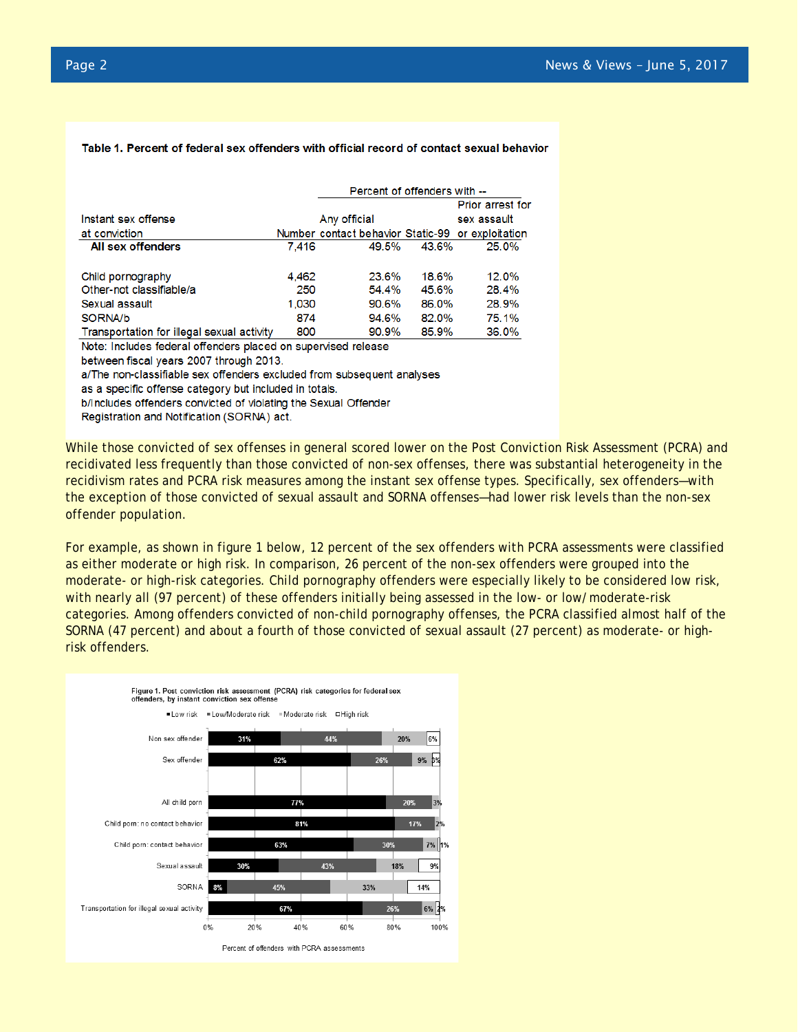**Table 1. Percent of federal sex offenders with official record of contact sexual behavior**

| Instant sex offense at conviction | Number | Percent of offenders with -- Any official contact behavior | Static-99 | Prior arrest for sex assault or exploitation |
|---|---|---|---|---|
| **All sex offenders** | 7,416 | 49.5% | 43.6% | 25.0% |
| Child pornography | 4,462 | 23.6% | 18.6% | 12.0% |
| Other-not classifiable/a | 250 | 54.4% | 45.6% | 28.4% |
| Sexual assault | 1,030 | 90.6% | 86.0% | 28.9% |
| SORNA/b | 874 | 94.6% | 82.0% | 75.1% |
| Transportation for illegal sexual activity | 800 | 90.9% | 85.9% | 36.0% |

Note: Includes federal offenders placed on supervised release between fiscal years 2007 through 2013.
a/The non-classifiable sex offenders excluded from subsequent analyses as a specific offense category but included in totals.
b/Includes offenders convicted of violating the Sexual Offender Registration and Notification (SORNA) act.

While those convicted of sex offenses in general scored lower on the Post Conviction Risk Assessment (PCRA) and recidivated less frequently than those convicted of non-sex offenses, there was substantial heterogeneity in the recidivism rates and PCRA risk measures among the instant sex offense types. Specifically, sex offenders—with the exception of those convicted of sexual assault and SORNA offenses—had lower risk levels than the non-sex offender population.

For example, as shown in figure 1 below, 12 percent of the sex offenders with PCRA assessments were classified as either moderate or high risk. In comparison, 26 percent of the non-sex offenders were grouped into the moderate- or high-risk categories. Child pornography offenders were especially likely to be considered low risk, with nearly all (97 percent) of these offenders initially being assessed in the low- or low/moderate-risk categories. Among offenders convicted of non-child pornography offenses, the PCRA classified almost half of the SORNA (47 percent) and about a fourth of those convicted of sexual assault (27 percent) as moderate- or high-risk offenders.

**Figure 1. Post conviction risk assessment (PCRA) risk categories for federal sex offenders, by instant conviction sex offense**

| Offense | Low risk | Low/Moderate risk | Moderate risk | High risk |
|---|---|---|---|---|
| Non sex offender | 31% | 44% | 20% | 6% |
| Sex offender | 62% | 26% | 9% | 3% |
| All child porn | 77% | 20% | 3% | |
| Child porn: no contact behavior | 81% | 17% | 2% | |
| Child porn: contact behavior | 63% | 30% | 7% | 1% |
| Sexual assault | 30% | 43% | 18% | 9% |
| SORNA | 8% | 45% | 33% | 14% |
| Transportation for illegal sexual activity | 67% | 26% | 6% | 2% |

Percent of offenders with PCRA assessments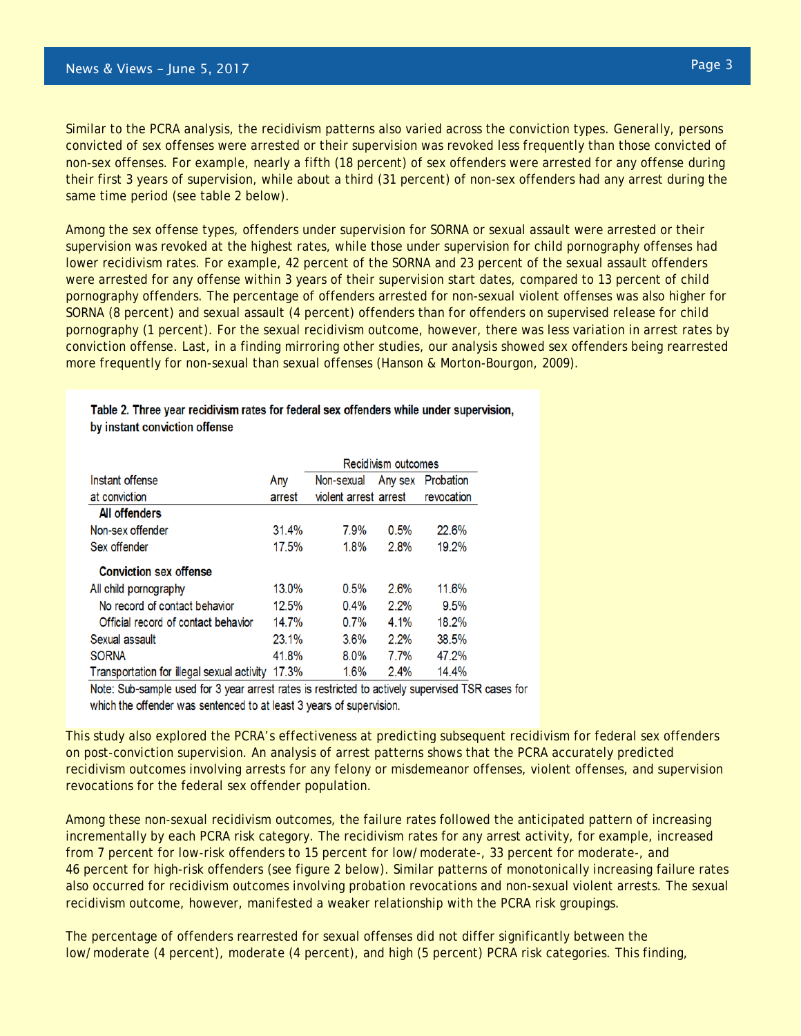Similar to the PCRA analysis, the recidivism patterns also varied across the conviction types. Generally, persons convicted of sex offenses were arrested or their supervision was revoked less frequently than those convicted of non-sex offenses. For example, nearly a fifth (18 percent) of sex offenders were arrested for any offense during their first 3 years of supervision, while about a third (31 percent) of non-sex offenders had any arrest during the same time period (see table 2 below).

Among the sex offense types, offenders under supervision for SORNA or sexual assault were arrested or their supervision was revoked at the highest rates, while those under supervision for child pornography offenses had lower recidivism rates. For example, 42 percent of the SORNA and 23 percent of the sexual assault offenders were arrested for any offense within 3 years of their supervision start dates, compared to 13 percent of child pornography offenders. The percentage of offenders arrested for non-sexual violent offenses was also higher for SORNA (8 percent) and sexual assault (4 percent) offenders than for offenders on supervised release for child pornography (1 percent). For the sexual recidivism outcome, however, there was less variation in arrest rates by conviction offense. Last, in a finding mirroring other studies, our analysis showed sex offenders being rearrested more frequently for non-sexual than sexual offenses (Hanson & Morton-Bourgon, 2009).

**Table 2. Three year recidivism rates for federal sex offenders while under supervision, by instant conviction offense**

| Instant offense at conviction | Any arrest | Recidivism outcomes: Non-sexual violent arrest | Any sex arrest | Probation revocation |
|---|---|---|---|---|
| **All offenders** | | | | |
| Non-sex offender | 31.4% | 7.9% | 0.5% | 22.6% |
| Sex offender | 17.5% | 1.8% | 2.8% | 19.2% |
| **Conviction sex offense** | | | | |
| All child pornography | 13.0% | 0.5% | 2.6% | 11.6% |
| No record of contact behavior | 12.5% | 0.4% | 2.2% | 9.5% |
| Official record of contact behavior | 14.7% | 0.7% | 4.1% | 18.2% |
| Sexual assault | 23.1% | 3.6% | 2.2% | 38.5% |
| SORNA | 41.8% | 8.0% | 7.7% | 47.2% |
| Transportation for illegal sexual activity | 17.3% | 1.6% | 2.4% | 14.4% |

Note: Sub-sample used for 3 year arrest rates is restricted to actively supervised TSR cases for which the offender was sentenced to at least 3 years of supervision.

This study also explored the PCRA's effectiveness at predicting subsequent recidivism for federal sex offenders on post-conviction supervision. An analysis of arrest patterns shows that the PCRA accurately predicted recidivism outcomes involving arrests for any felony or misdemeanor offenses, violent offenses, and supervision revocations for the federal sex offender population.

Among these non-sexual recidivism outcomes, the failure rates followed the anticipated pattern of increasing incrementally by each PCRA risk category. The recidivism rates for any arrest activity, for example, increased from 7 percent for low-risk offenders to 15 percent for low/moderate-, 33 percent for moderate-, and 46 percent for high-risk offenders (see figure 2 below). Similar patterns of monotonically increasing failure rates also occurred for recidivism outcomes involving probation revocations and non-sexual violent arrests. The sexual recidivism outcome, however, manifested a weaker relationship with the PCRA risk groupings.

The percentage of offenders rearrested for sexual offenses did not differ significantly between the low/moderate (4 percent), moderate (4 percent), and high (5 percent) PCRA risk categories. This finding,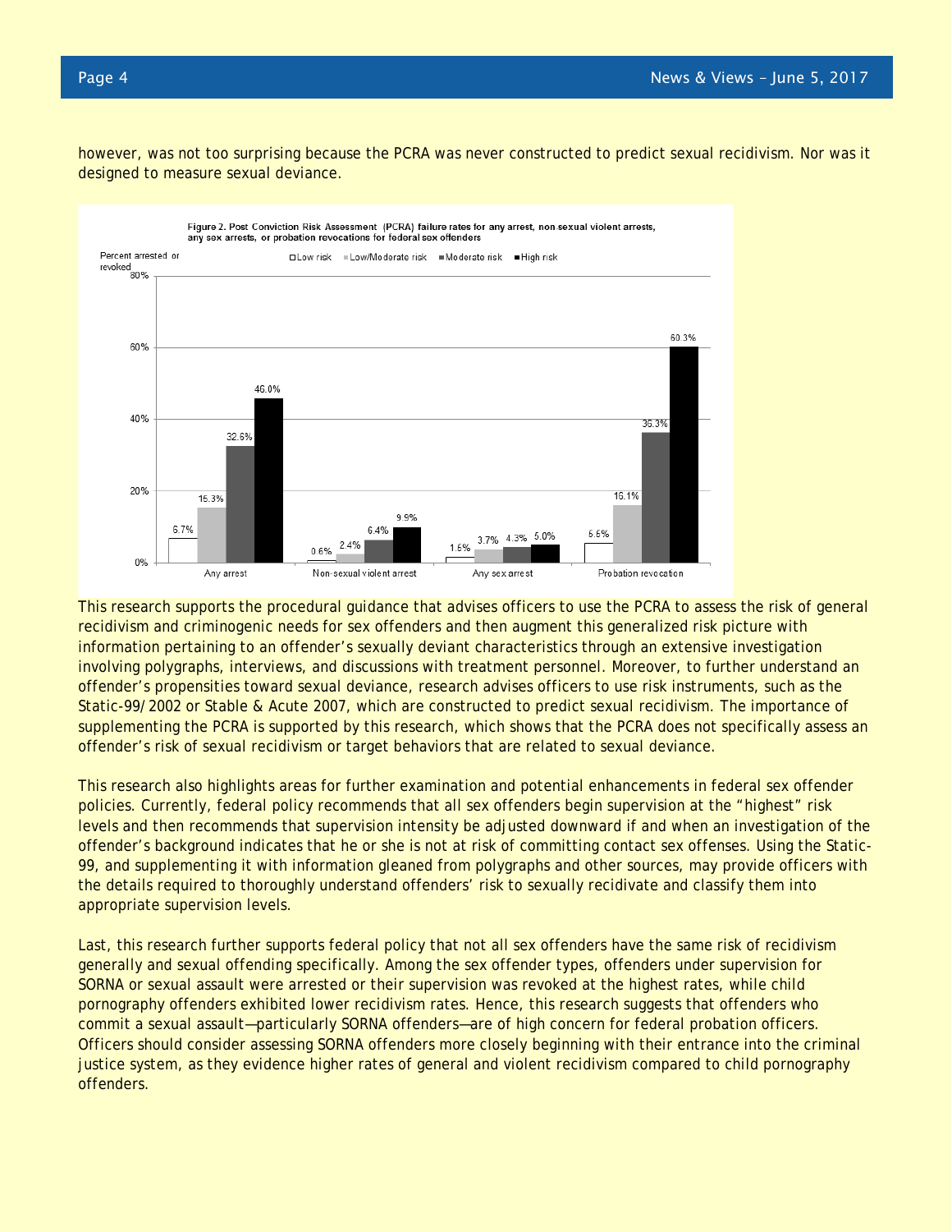however, was not too surprising because the PCRA was never constructed to predict sexual recidivism. Nor was it designed to measure sexual deviance.

**Figure 2. Post Conviction Risk Assessment (PCRA) failure rates for any arrest, non-sexual violent arrests, any sex arrests, or probation revocations for federal sex offenders**

Percent arrested or revoked

| | Low risk | Low/Moderate risk | Moderate risk | High risk |
|---|---|---|---|---|
| Any arrest | 6.7% | 15.3% | 32.6% | 46.0% |
| Non-sexual violent arrest | 0.6% | 2.4% | 6.4% | 9.9% |
| Any sex arrest | 1.5% | 3.7% | 4.3% | 5.0% |
| Probation revocation | 5.5% | 16.1% | 36.3% | 60.3% |

This research supports the procedural guidance that advises officers to use the PCRA to assess the risk of general recidivism and criminogenic needs for sex offenders and then augment this generalized risk picture with information pertaining to an offender's sexually deviant characteristics through an extensive investigation involving polygraphs, interviews, and discussions with treatment personnel. Moreover, to further understand an offender's propensities toward sexual deviance, research advises officers to use risk instruments, such as the Static-99/2002 or Stable & Acute 2007, which are constructed to predict sexual recidivism. The importance of supplementing the PCRA is supported by this research, which shows that the PCRA does not specifically assess an offender's risk of sexual recidivism or target behaviors that are related to sexual deviance.

This research also highlights areas for further examination and potential enhancements in federal sex offender policies. Currently, federal policy recommends that all sex offenders begin supervision at the "highest" risk levels and then recommends that supervision intensity be adjusted downward if and when an investigation of the offender's background indicates that he or she is not at risk of committing contact sex offenses. Using the Static-99, and supplementing it with information gleaned from polygraphs and other sources, may provide officers with the details required to thoroughly understand offenders' risk to sexually recidivate and classify them into appropriate supervision levels.

Last, this research further supports federal policy that not all sex offenders have the same risk of recidivism generally and sexual offending specifically. Among the sex offender types, offenders under supervision for SORNA or sexual assault were arrested or their supervision was revoked at the highest rates, while child pornography offenders exhibited lower recidivism rates. Hence, this research suggests that offenders who commit a sexual assault—particularly SORNA offenders—are of high concern for federal probation officers. Officers should consider assessing SORNA offenders more closely beginning with their entrance into the criminal justice system, as they evidence higher rates of general and violent recidivism compared to child pornography offenders.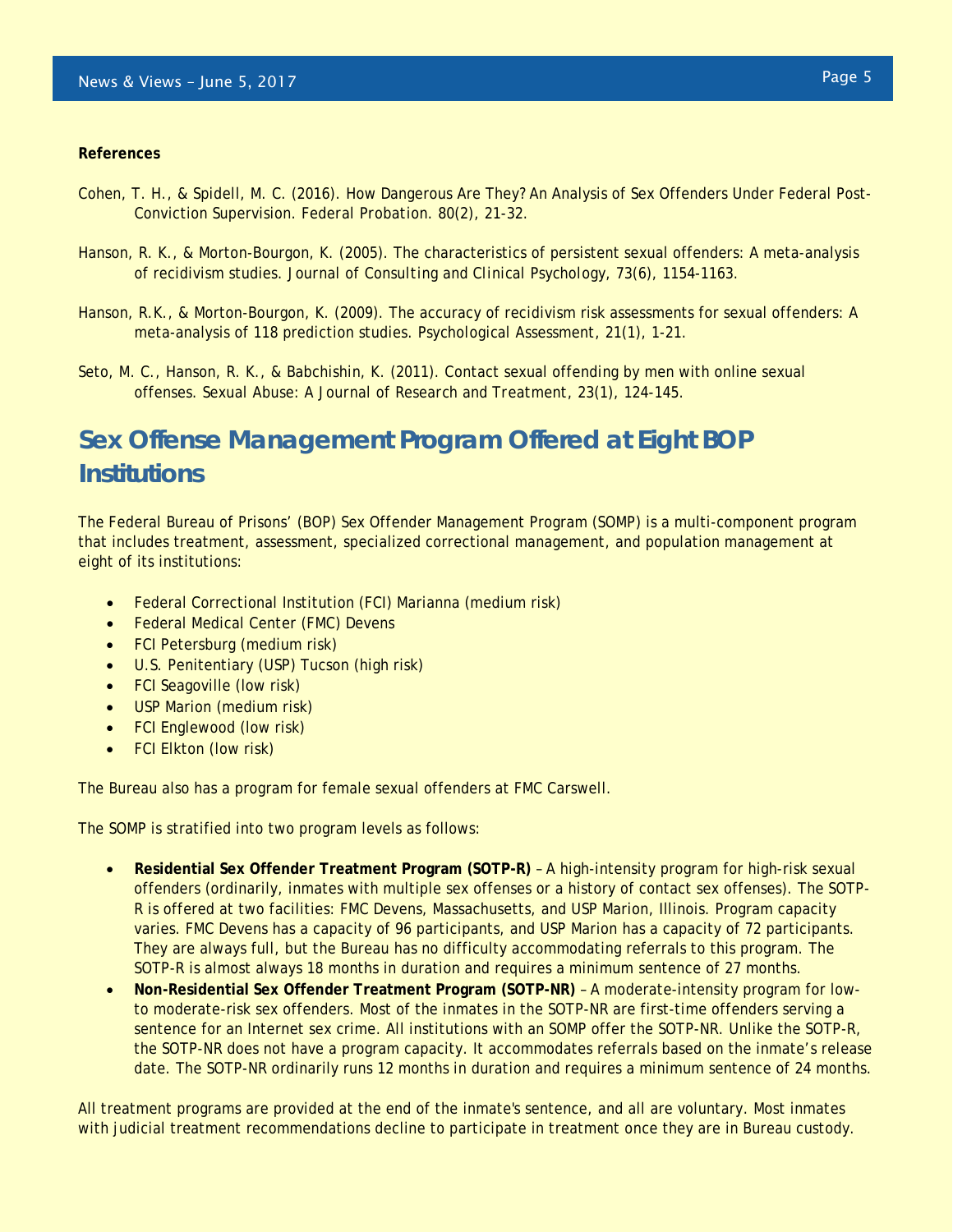**References**

Cohen, T. H., & Spidell, M. C. (2016). How Dangerous Are They? An Analysis of Sex Offenders Under Federal Post-Conviction Supervision. Federal Probation. 80(2), 21-32.

Hanson, R. K., & Morton-Bourgon, K. (2005). The characteristics of persistent sexual offenders: A meta-analysis of recidivism studies. Journal of Consulting and Clinical Psychology, 73(6), 1154-1163.

Hanson, R.K., & Morton-Bourgon, K. (2009). The accuracy of recidivism risk assessments for sexual offenders: A meta-analysis of 118 prediction studies. Psychological Assessment, 21(1), 1-21.

Seto, M. C., Hanson, R. K., & Babchishin, K. (2011). Contact sexual offending by men with online sexual offenses. Sexual Abuse: A Journal of Research and Treatment, 23(1), 124-145.

# Sex Offense Management Program Offered at Eight BOP Institutions

The Federal Bureau of Prisons' (BOP) Sex Offender Management Program (SOMP) is a multi-component program that includes treatment, assessment, specialized correctional management, and population management at eight of its institutions:

- Federal Correctional Institution (FCI) Marianna (medium risk)
- Federal Medical Center (FMC) Devens
- FCI Petersburg (medium risk)
- U.S. Penitentiary (USP) Tucson (high risk)
- FCI Seagoville (low risk)
- USP Marion (medium risk)
- FCI Englewood (low risk)
- FCI Elkton (low risk)

The Bureau also has a program for female sexual offenders at FMC Carswell.

The SOMP is stratified into two program levels as follows:

- **Residential Sex Offender Treatment Program (SOTP-R)** – A high-intensity program for high-risk sexual offenders (ordinarily, inmates with multiple sex offenses or a history of contact sex offenses). The SOTP-R is offered at two facilities: FMC Devens, Massachusetts, and USP Marion, Illinois. Program capacity varies. FMC Devens has a capacity of 96 participants, and USP Marion has a capacity of 72 participants. They are always full, but the Bureau has no difficulty accommodating referrals to this program. The SOTP-R is almost always 18 months in duration and requires a minimum sentence of 27 months.
- **Non-Residential Sex Offender Treatment Program (SOTP-NR)** – A moderate-intensity program for low- to moderate-risk sex offenders. Most of the inmates in the SOTP-NR are first-time offenders serving a sentence for an Internet sex crime. All institutions with an SOMP offer the SOTP-NR. Unlike the SOTP-R, the SOTP-NR does not have a program capacity. It accommodates referrals based on the inmate's release date. The SOTP-NR ordinarily runs 12 months in duration and requires a minimum sentence of 24 months.

All treatment programs are provided at the end of the inmate's sentence, and all are voluntary. Most inmates with judicial treatment recommendations decline to participate in treatment once they are in Bureau custody.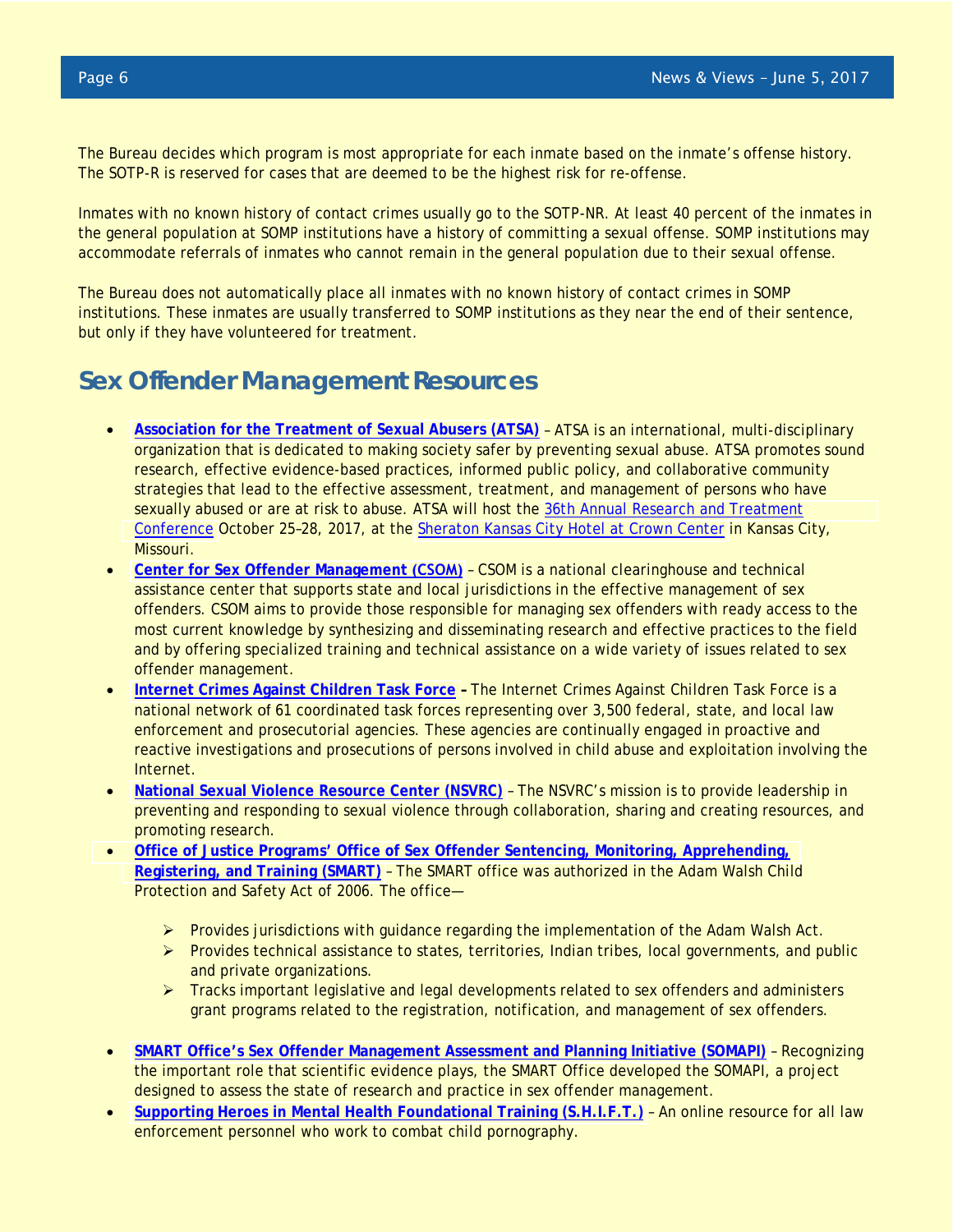The Bureau decides which program is most appropriate for each inmate based on the inmate's offense history. The SOTP-R is reserved for cases that are deemed to be the highest risk for re-offense.

Inmates with no known history of contact crimes usually go to the SOTP-NR. At least 40 percent of the inmates in the general population at SOMP institutions have a history of committing a sexual offense. SOMP institutions may accommodate referrals of inmates who cannot remain in the general population due to their sexual offense.

The Bureau does not automatically place all inmates with no known history of contact crimes in SOMP institutions. These inmates are usually transferred to SOMP institutions as they near the end of their sentence, but only if they have volunteered for treatment.

## Sex Offender Management Resources

- **Association for the Treatment of Sexual Abusers (ATSA)** – ATSA is an international, multi-disciplinary organization that is dedicated to making society safer by preventing sexual abuse. ATSA promotes sound research, effective evidence-based practices, informed public policy, and collaborative community strategies that lead to the effective assessment, treatment, and management of persons who have sexually abused or are at risk to abuse. ATSA will host the 36th Annual Research and Treatment Conference October 25–28, 2017, at the Sheraton Kansas City Hotel at Crown Center in Kansas City, Missouri.
- **Center for Sex Offender Management (CSOM)** – CSOM is a national clearinghouse and technical assistance center that supports state and local jurisdictions in the effective management of sex offenders. CSOM aims to provide those responsible for managing sex offenders with ready access to the most current knowledge by synthesizing and disseminating research and effective practices to the field and by offering specialized training and technical assistance on a wide variety of issues related to sex offender management.
- **Internet Crimes Against Children Task Force** – The Internet Crimes Against Children Task Force is a national network of 61 coordinated task forces representing over 3,500 federal, state, and local law enforcement and prosecutorial agencies. These agencies are continually engaged in proactive and reactive investigations and prosecutions of persons involved in child abuse and exploitation involving the Internet.
- **National Sexual Violence Resource Center (NSVRC)** – The NSVRC's mission is to provide leadership in preventing and responding to sexual violence through collaboration, sharing and creating resources, and promoting research.
- **Office of Justice Programs' Office of Sex Offender Sentencing, Monitoring, Apprehending, Registering, and Training (SMART)** – The SMART office was authorized in the Adam Walsh Child Protection and Safety Act of 2006. The office—
  - Provides jurisdictions with guidance regarding the implementation of the Adam Walsh Act.
  - Provides technical assistance to states, territories, Indian tribes, local governments, and public and private organizations.
  - Tracks important legislative and legal developments related to sex offenders and administers grant programs related to the registration, notification, and management of sex offenders.
- **SMART Office's Sex Offender Management Assessment and Planning Initiative (SOMAPI)** – Recognizing the important role that scientific evidence plays, the SMART Office developed the SOMAPI, a project designed to assess the state of research and practice in sex offender management.
- **Supporting Heroes in Mental Health Foundational Training (S.H.I.F.T.)** – An online resource for all law enforcement personnel who work to combat child pornography.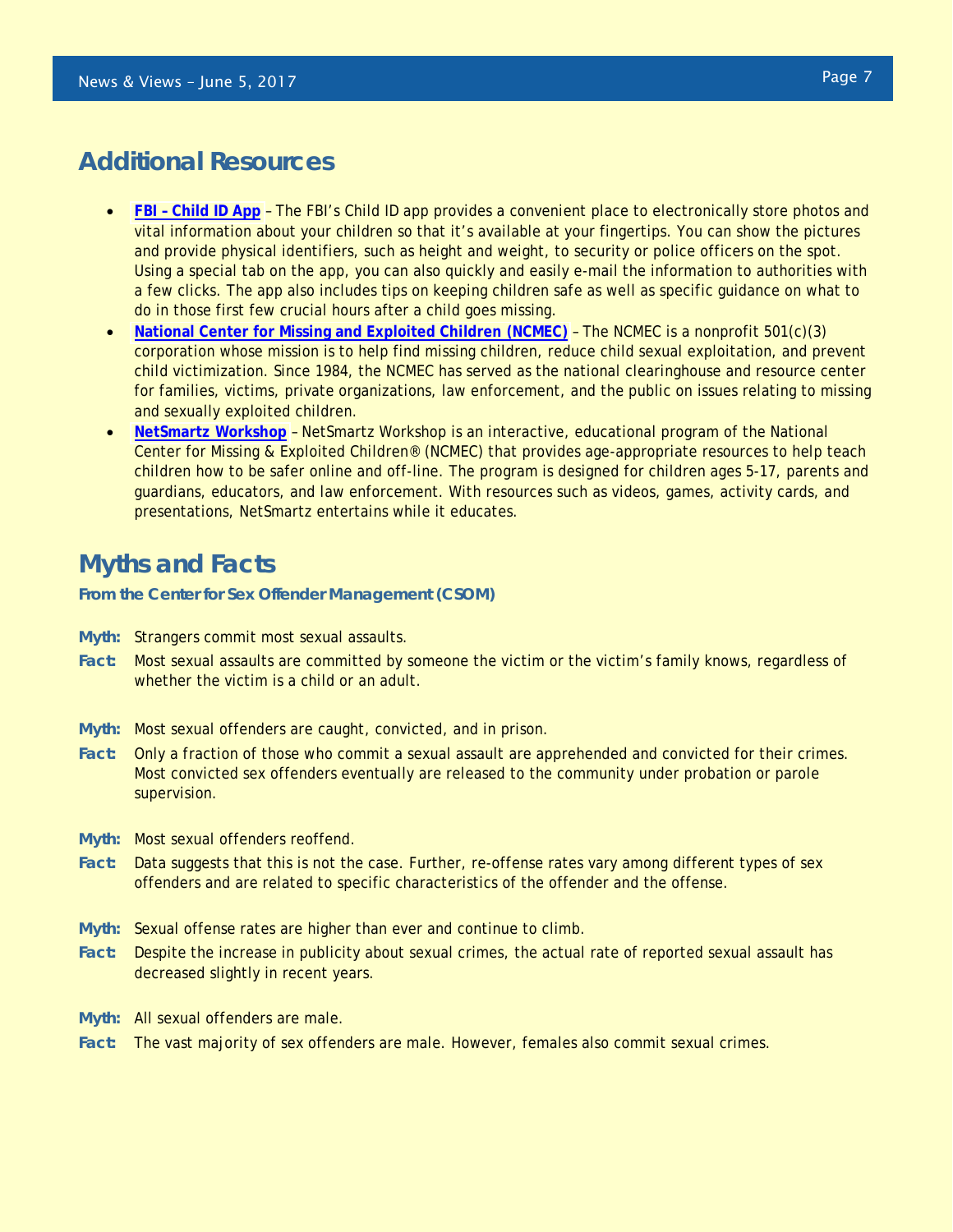## Additional Resources

- **FBI – Child ID App** – The FBI's Child ID app provides a convenient place to electronically store photos and vital information about your children so that it's available at your fingertips. You can show the pictures and provide physical identifiers, such as height and weight, to security or police officers on the spot. Using a special tab on the app, you can also quickly and easily e-mail the information to authorities with a few clicks. The app also includes tips on keeping children safe as well as specific guidance on what to do in those first few crucial hours after a child goes missing.
- **National Center for Missing and Exploited Children (NCMEC)** – The NCMEC is a nonprofit 501(c)(3) corporation whose mission is to help find missing children, reduce child sexual exploitation, and prevent child victimization. Since 1984, the NCMEC has served as the national clearinghouse and resource center for families, victims, private organizations, law enforcement, and the public on issues relating to missing and sexually exploited children.
- **NetSmartz Workshop** – NetSmartz Workshop is an interactive, educational program of the National Center for Missing & Exploited Children® (NCMEC) that provides age-appropriate resources to help teach children how to be safer online and off-line. The program is designed for children ages 5-17, parents and guardians, educators, and law enforcement. With resources such as videos, games, activity cards, and presentations, NetSmartz entertains while it educates.

## Myths and Facts

**From the Center for Sex Offender Management (CSOM)**

**Myth:** Strangers commit most sexual assaults.

**Fact:** Most sexual assaults are committed by someone the victim or the victim's family knows, regardless of whether the victim is a child or an adult.

**Myth:** Most sexual offenders are caught, convicted, and in prison.

**Fact:** Only a fraction of those who commit a sexual assault are apprehended and convicted for their crimes. Most convicted sex offenders eventually are released to the community under probation or parole supervision.

**Myth:** Most sexual offenders reoffend.

**Fact:** Data suggests that this is not the case. Further, re-offense rates vary among different types of sex offenders and are related to specific characteristics of the offender and the offense.

**Myth:** Sexual offense rates are higher than ever and continue to climb.

**Fact:** Despite the increase in publicity about sexual crimes, the actual rate of reported sexual assault has decreased slightly in recent years.

**Myth:** All sexual offenders are male.

**Fact:** The vast majority of sex offenders are male. However, females also commit sexual crimes.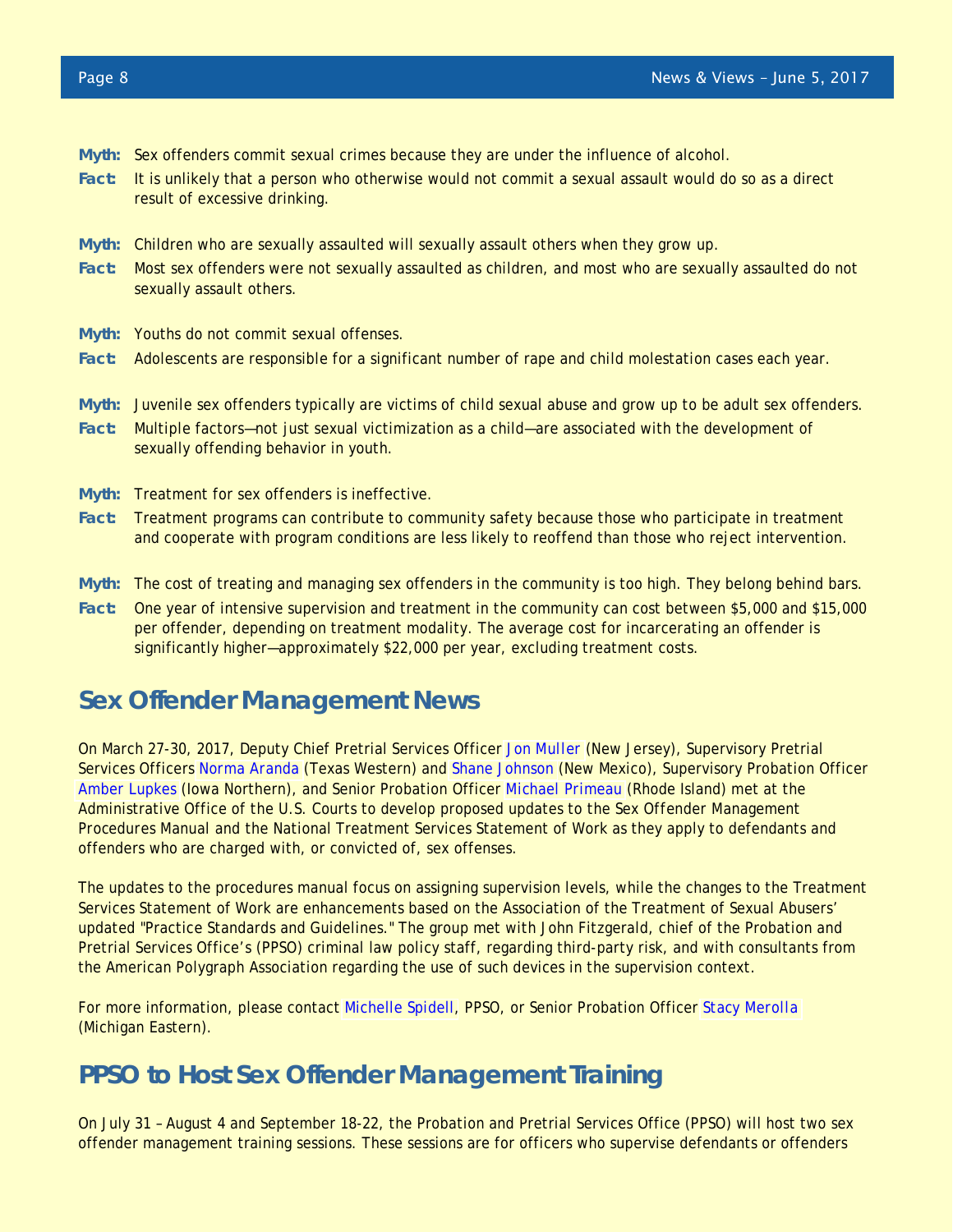**Myth:** Sex offenders commit sexual crimes because they are under the influence of alcohol.

**Fact:** It is unlikely that a person who otherwise would not commit a sexual assault would do so as a direct result of excessive drinking.

**Myth:** Children who are sexually assaulted will sexually assault others when they grow up.

**Fact:** Most sex offenders were not sexually assaulted as children, and most who are sexually assaulted do not sexually assault others.

**Myth:** Youths do not commit sexual offenses.

**Fact:** Adolescents are responsible for a significant number of rape and child molestation cases each year.

**Myth:** Juvenile sex offenders typically are victims of child sexual abuse and grow up to be adult sex offenders.

**Fact:** Multiple factors—not just sexual victimization as a child—are associated with the development of sexually offending behavior in youth.

**Myth:** Treatment for sex offenders is ineffective.

**Fact:** Treatment programs can contribute to community safety because those who participate in treatment and cooperate with program conditions are less likely to reoffend than those who reject intervention.

**Myth:** The cost of treating and managing sex offenders in the community is too high. They belong behind bars.

**Fact:** One year of intensive supervision and treatment in the community can cost between $5,000 and $15,000 per offender, depending on treatment modality. The average cost for incarcerating an offender is significantly higher—approximately $22,000 per year, excluding treatment costs.

## Sex Offender Management News

On March 27-30, 2017, Deputy Chief Pretrial Services Officer Jon Muller (New Jersey), Supervisory Pretrial Services Officers Norma Aranda (Texas Western) and Shane Johnson (New Mexico), Supervisory Probation Officer Amber Lupkes (Iowa Northern), and Senior Probation Officer Michael Primeau (Rhode Island) met at the Administrative Office of the U.S. Courts to develop proposed updates to the Sex Offender Management Procedures Manual and the National Treatment Services Statement of Work as they apply to defendants and offenders who are charged with, or convicted of, sex offenses.

The updates to the procedures manual focus on assigning supervision levels, while the changes to the Treatment Services Statement of Work are enhancements based on the Association of the Treatment of Sexual Abusers' updated "Practice Standards and Guidelines." The group met with John Fitzgerald, chief of the Probation and Pretrial Services Office's (PPSO) criminal law policy staff, regarding third-party risk, and with consultants from the American Polygraph Association regarding the use of such devices in the supervision context.

For more information, please contact Michelle Spidell, PPSO, or Senior Probation Officer Stacy Merolla (Michigan Eastern).

## PPSO to Host Sex Offender Management Training

On July 31 – August 4 and September 18-22, the Probation and Pretrial Services Office (PPSO) will host two sex offender management training sessions. These sessions are for officers who supervise defendants or offenders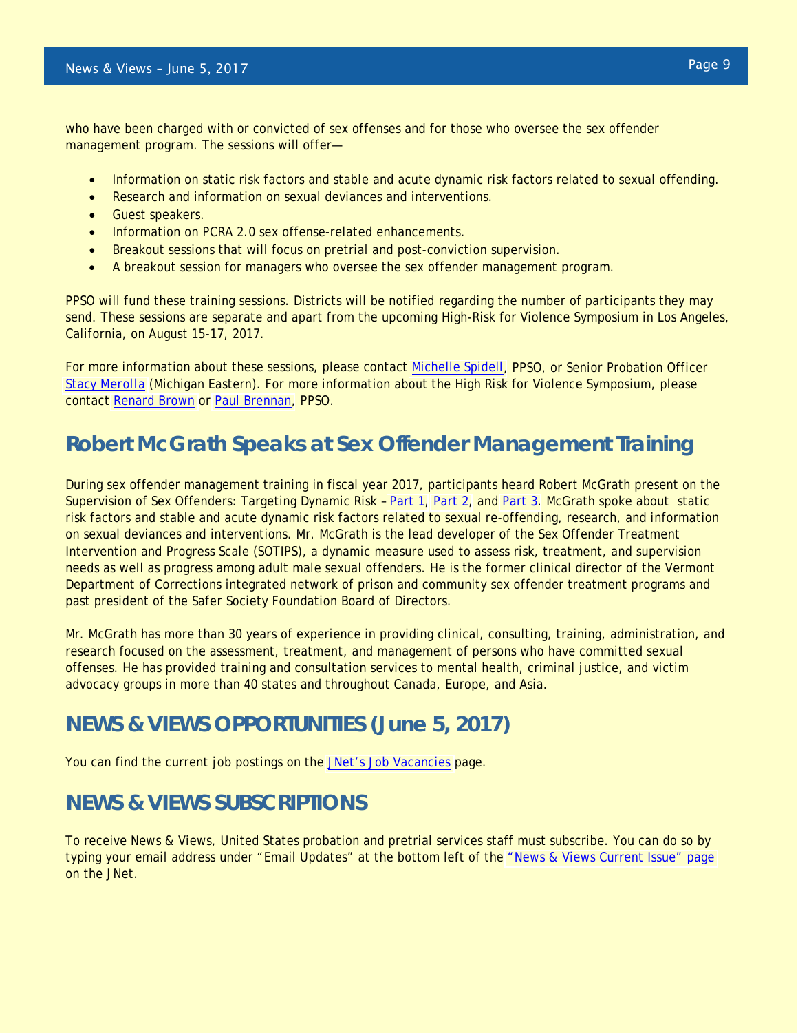who have been charged with or convicted of sex offenses and for those who oversee the sex offender management program. The sessions will offer—

- Information on static risk factors and stable and acute dynamic risk factors related to sexual offending.
- Research and information on sexual deviances and interventions.
- Guest speakers.
- Information on PCRA 2.0 sex offense-related enhancements.
- Breakout sessions that will focus on pretrial and post-conviction supervision.
- A breakout session for managers who oversee the sex offender management program.

PPSO will fund these training sessions. Districts will be notified regarding the number of participants they may send. These sessions are separate and apart from the upcoming High-Risk for Violence Symposium in Los Angeles, California, on August 15-17, 2017.

For more information about these sessions, please contact Michelle Spidell, PPSO, or Senior Probation Officer Stacy Merolla (Michigan Eastern). For more information about the High Risk for Violence Symposium, please contact Renard Brown or Paul Brennan, PPSO.

## Robert McGrath Speaks at Sex Offender Management Training

During sex offender management training in fiscal year 2017, participants heard Robert McGrath present on the Supervision of Sex Offenders: Targeting Dynamic Risk – Part 1, Part 2, and Part 3. McGrath spoke about static risk factors and stable and acute dynamic risk factors related to sexual re-offending, research, and information on sexual deviances and interventions. Mr. McGrath is the lead developer of the Sex Offender Treatment Intervention and Progress Scale (SOTIPS), a dynamic measure used to assess risk, treatment, and supervision needs as well as progress among adult male sexual offenders. He is the former clinical director of the Vermont Department of Corrections integrated network of prison and community sex offender treatment programs and past president of the Safer Society Foundation Board of Directors.

Mr. McGrath has more than 30 years of experience in providing clinical, consulting, training, administration, and research focused on the assessment, treatment, and management of persons who have committed sexual offenses. He has provided training and consultation services to mental health, criminal justice, and victim advocacy groups in more than 40 states and throughout Canada, Europe, and Asia.

## NEWS & VIEWS OPPORTUNITIES (June 5, 2017)

You can find the current job postings on the JNet's Job Vacancies page.

## NEWS & VIEWS SUBSCRIPTIONS

To receive News & Views, United States probation and pretrial services staff must subscribe. You can do so by typing your email address under "Email Updates" at the bottom left of the "News & Views Current Issue" page on the JNet.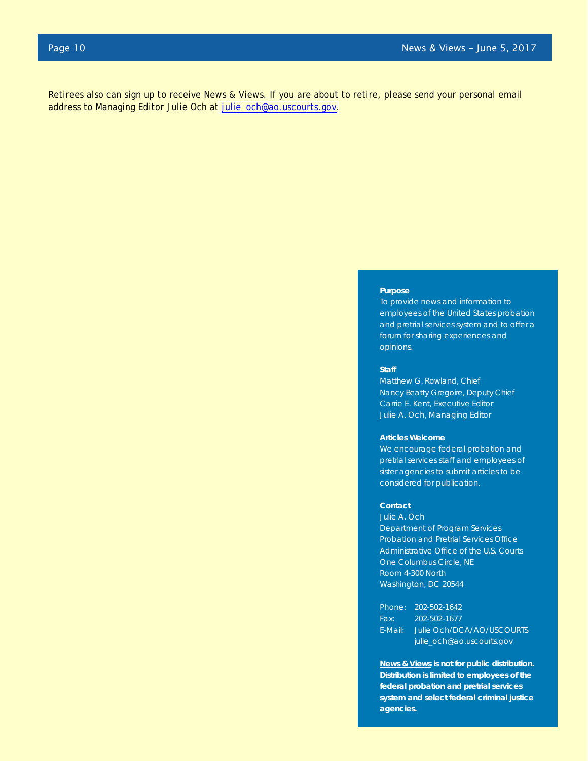Retirees also can sign up to receive News & Views. If you are about to retire, please send your personal email address to Managing Editor Julie Och at julie_och@ao.uscourts.gov.

**Purpose**

To provide news and information to employees of the United States probation and pretrial services system and to offer a forum for sharing experiences and opinions.

**Staff**

Matthew G. Rowland, Chief
Nancy Beatty Gregoire, Deputy Chief
Carrie E. Kent, Executive Editor
Julie A. Och, Managing Editor

**Articles Welcome**

We encourage federal probation and pretrial services staff and employees of sister agencies to submit articles to be considered for publication.

**Contact**

Julie A. Och
Department of Program Services
Probation and Pretrial Services Office
Administrative Office of the U.S. Courts
One Columbus Circle, NE
Room 4-300 North
Washington, DC 20544

Phone: 202-502-1642
Fax: 202-502-1677
E-Mail: Julie Och/DCA/AO/USCOURTS
julie_och@ao.uscourts.gov

**News & Views is not for public distribution. Distribution is limited to employees of the federal probation and pretrial services system and select federal criminal justice agencies.**